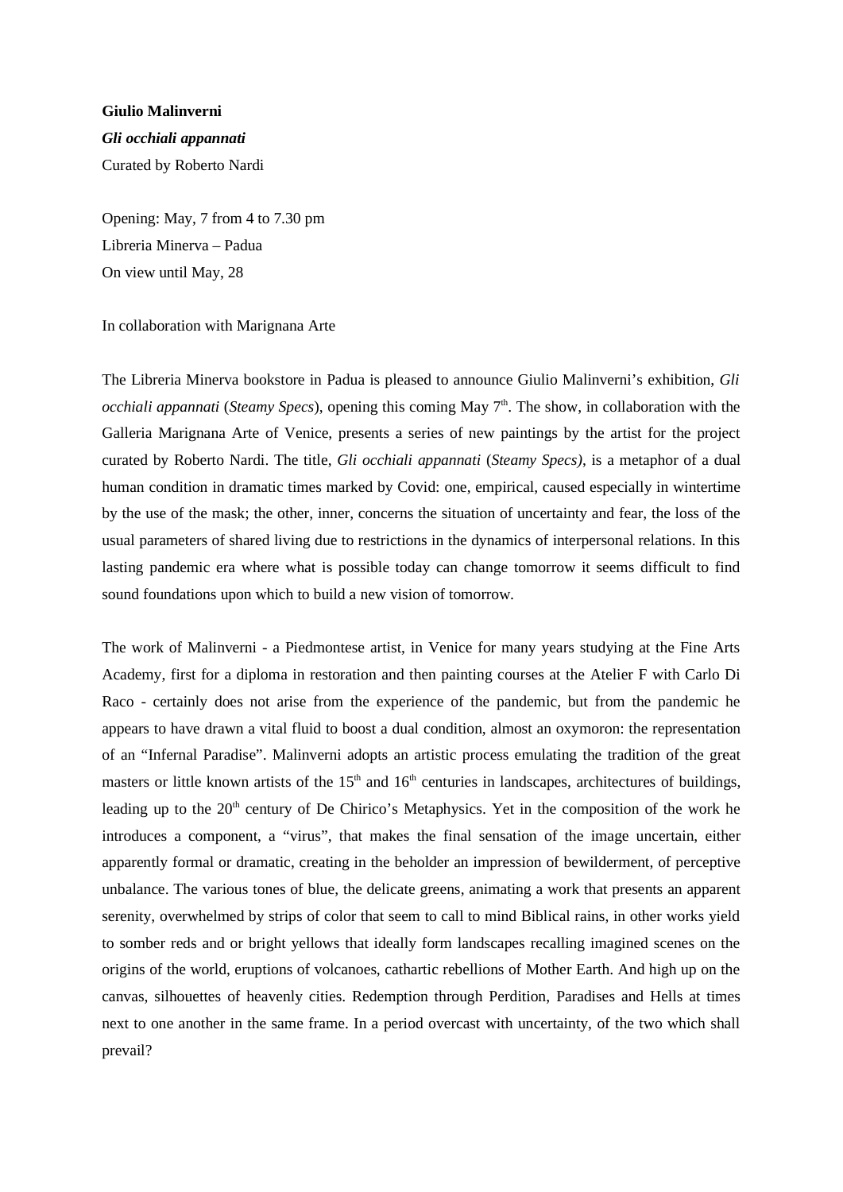**Giulio Malinverni**

***Gli occhiali appannati***

Curated by Roberto Nardi

Opening: May, 7 from 4 to 7.30 pm

Libreria Minerva – Padua

On view until May, 28

In collaboration with Marignana Arte

The Libreria Minerva bookstore in Padua is pleased to announce Giulio Malinverni's exhibition, *Gli occhiali appannati* (*Steamy Specs*), opening this coming May 7th. The show, in collaboration with the Galleria Marignana Arte of Venice, presents a series of new paintings by the artist for the project curated by Roberto Nardi. The title, *Gli occhiali appannati* (*Steamy Specs)*, is a metaphor of a dual human condition in dramatic times marked by Covid: one, empirical, caused especially in wintertime by the use of the mask; the other, inner, concerns the situation of uncertainty and fear, the loss of the usual parameters of shared living due to restrictions in the dynamics of interpersonal relations. In this lasting pandemic era where what is possible today can change tomorrow it seems difficult to find sound foundations upon which to build a new vision of tomorrow.

The work of Malinverni - a Piedmontese artist, in Venice for many years studying at the Fine Arts Academy, first for a diploma in restoration and then painting courses at the Atelier F with Carlo Di Raco - certainly does not arise from the experience of the pandemic, but from the pandemic he appears to have drawn a vital fluid to boost a dual condition, almost an oxymoron: the representation of an "Infernal Paradise". Malinverni adopts an artistic process emulating the tradition of the great masters or little known artists of the 15th and 16th centuries in landscapes, architectures of buildings, leading up to the 20th century of De Chirico's Metaphysics. Yet in the composition of the work he introduces a component, a "virus", that makes the final sensation of the image uncertain, either apparently formal or dramatic, creating in the beholder an impression of bewilderment, of perceptive unbalance. The various tones of blue, the delicate greens, animating a work that presents an apparent serenity, overwhelmed by strips of color that seem to call to mind Biblical rains, in other works yield to somber reds and or bright yellows that ideally form landscapes recalling imagined scenes on the origins of the world, eruptions of volcanoes, cathartic rebellions of Mother Earth. And high up on the canvas, silhouettes of heavenly cities. Redemption through Perdition, Paradises and Hells at times next to one another in the same frame. In a period overcast with uncertainty, of the two which shall prevail?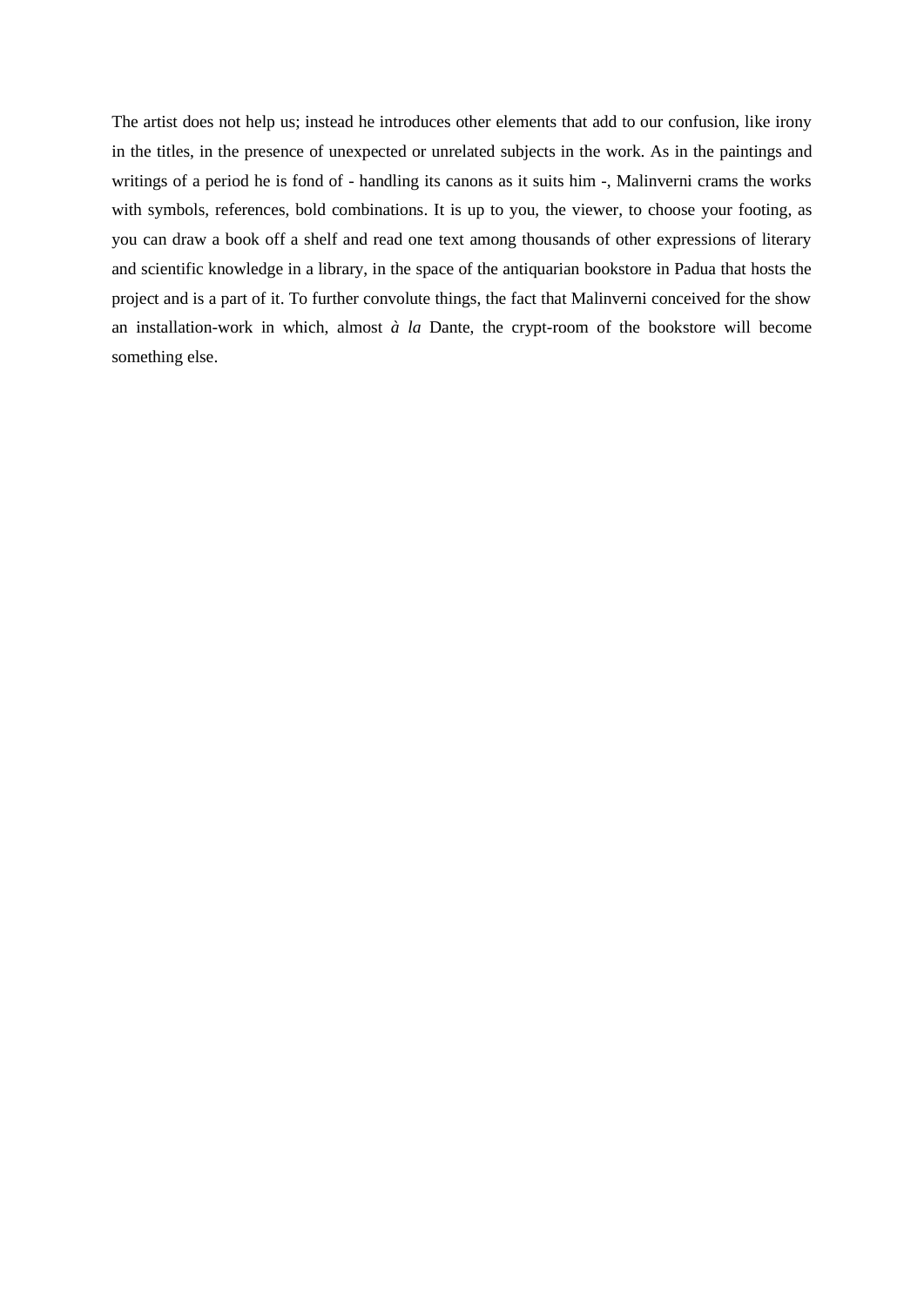The artist does not help us; instead he introduces other elements that add to our confusion, like irony in the titles, in the presence of unexpected or unrelated subjects in the work. As in the paintings and writings of a period he is fond of - handling its canons as it suits him -, Malinverni crams the works with symbols, references, bold combinations. It is up to you, the viewer, to choose your footing, as you can draw a book off a shelf and read one text among thousands of other expressions of literary and scientific knowledge in a library, in the space of the antiquarian bookstore in Padua that hosts the project and is a part of it. To further convolute things, the fact that Malinverni conceived for the show an installation-work in which, almost *à la* Dante, the crypt-room of the bookstore will become something else.